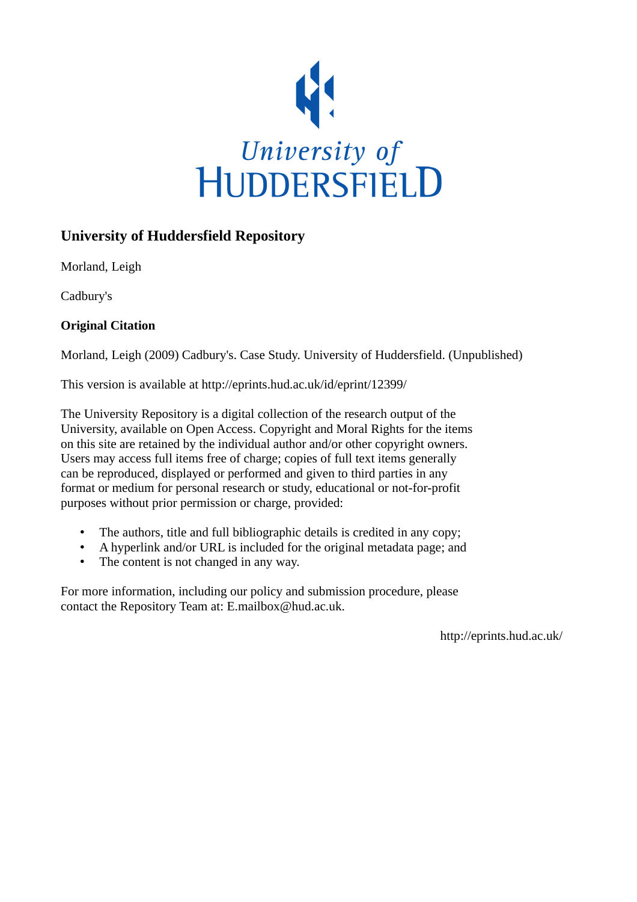University of
HUDDERSFIELD

# University of Huddersfield Repository

Morland, Leigh

Cadbury's

**Original Citation**

Morland, Leigh (2009) Cadbury's. Case Study. University of Huddersfield. (Unpublished)

This version is available at http://eprints.hud.ac.uk/id/eprint/12399/

The University Repository is a digital collection of the research output of the University, available on Open Access. Copyright and Moral Rights for the items on this site are retained by the individual author and/or other copyright owners. Users may access full items free of charge; copies of full text items generally can be reproduced, displayed or performed and given to third parties in any format or medium for personal research or study, educational or not-for-profit purposes without prior permission or charge, provided:

- The authors, title and full bibliographic details is credited in any copy;
- A hyperlink and/or URL is included for the original metadata page; and
- The content is not changed in any way.

For more information, including our policy and submission procedure, please contact the Repository Team at: E.mailbox@hud.ac.uk.

http://eprints.hud.ac.uk/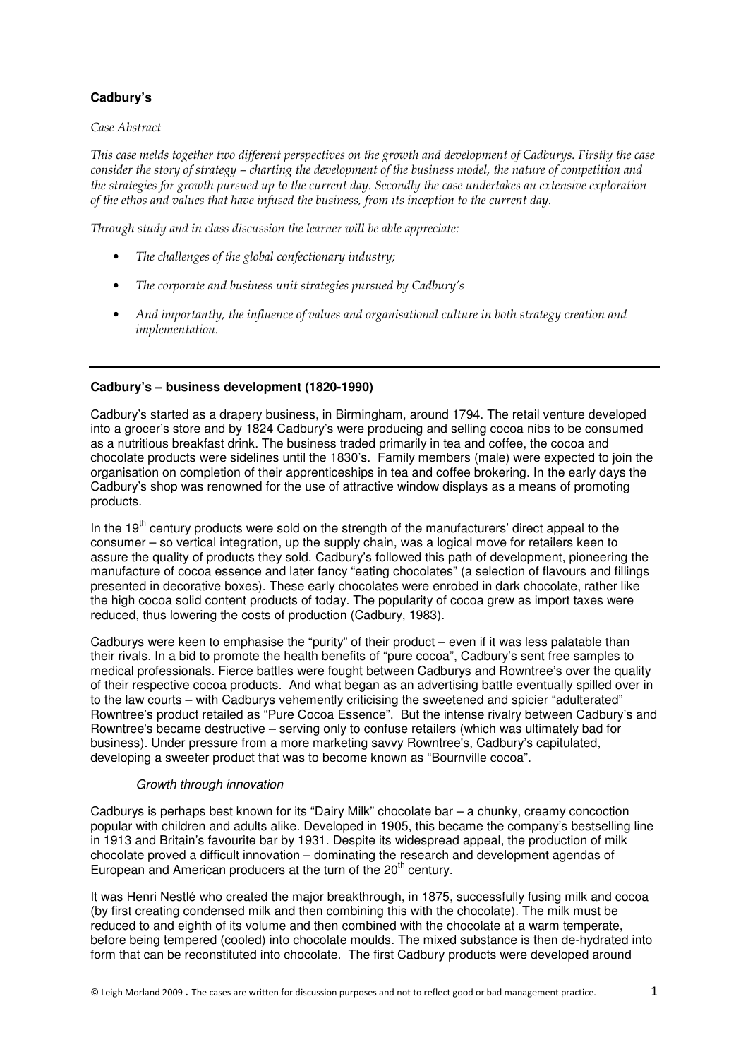**Cadbury's**

*Case Abstract*

*This case melds together two different perspectives on the growth and development of Cadburys. Firstly the case consider the story of strategy – charting the development of the business model, the nature of competition and the strategies for growth pursued up to the current day. Secondly the case undertakes an extensive exploration of the ethos and values that have infused the business, from its inception to the current day.*

*Through study and in class discussion the learner will be able appreciate:*

- *The challenges of the global confectionary industry;*
- *The corporate and business unit strategies pursued by Cadbury's*
- *And importantly, the influence of values and organisational culture in both strategy creation and implementation.*

---

## Cadbury's – business development (1820-1990)

Cadbury's started as a drapery business, in Birmingham, around 1794. The retail venture developed into a grocer's store and by 1824 Cadbury's were producing and selling cocoa nibs to be consumed as a nutritious breakfast drink. The business traded primarily in tea and coffee, the cocoa and chocolate products were sidelines until the 1830's. Family members (male) were expected to join the organisation on completion of their apprenticeships in tea and coffee brokering. In the early days the Cadbury's shop was renowned for the use of attractive window displays as a means of promoting products.

In the 19th century products were sold on the strength of the manufacturers' direct appeal to the consumer – so vertical integration, up the supply chain, was a logical move for retailers keen to assure the quality of products they sold. Cadbury's followed this path of development, pioneering the manufacture of cocoa essence and later fancy "eating chocolates" (a selection of flavours and fillings presented in decorative boxes). These early chocolates were enrobed in dark chocolate, rather like the high cocoa solid content products of today. The popularity of cocoa grew as import taxes were reduced, thus lowering the costs of production (Cadbury, 1983).

Cadburys were keen to emphasise the "purity" of their product – even if it was less palatable than their rivals. In a bid to promote the health benefits of "pure cocoa", Cadbury's sent free samples to medical professionals. Fierce battles were fought between Cadburys and Rowntree's over the quality of their respective cocoa products. And what began as an advertising battle eventually spilled over in to the law courts – with Cadburys vehemently criticising the sweetened and spicier "adulterated" Rowntree's product retailed as "Pure Cocoa Essence". But the intense rivalry between Cadbury's and Rowntree's became destructive – serving only to confuse retailers (which was ultimately bad for business). Under pressure from a more marketing savvy Rowntree's, Cadbury's capitulated, developing a sweeter product that was to become known as "Bournville cocoa".

### *Growth through innovation*

Cadburys is perhaps best known for its "Dairy Milk" chocolate bar – a chunky, creamy concoction popular with children and adults alike. Developed in 1905, this became the company's bestselling line in 1913 and Britain's favourite bar by 1931. Despite its widespread appeal, the production of milk chocolate proved a difficult innovation – dominating the research and development agendas of European and American producers at the turn of the 20th century.

It was Henri Nestlé who created the major breakthrough, in 1875, successfully fusing milk and cocoa (by first creating condensed milk and then combining this with the chocolate). The milk must be reduced to and eighth of its volume and then combined with the chocolate at a warm temperate, before being tempered (cooled) into chocolate moulds. The mixed substance is then de-hydrated into form that can be reconstituted into chocolate. The first Cadbury products were developed around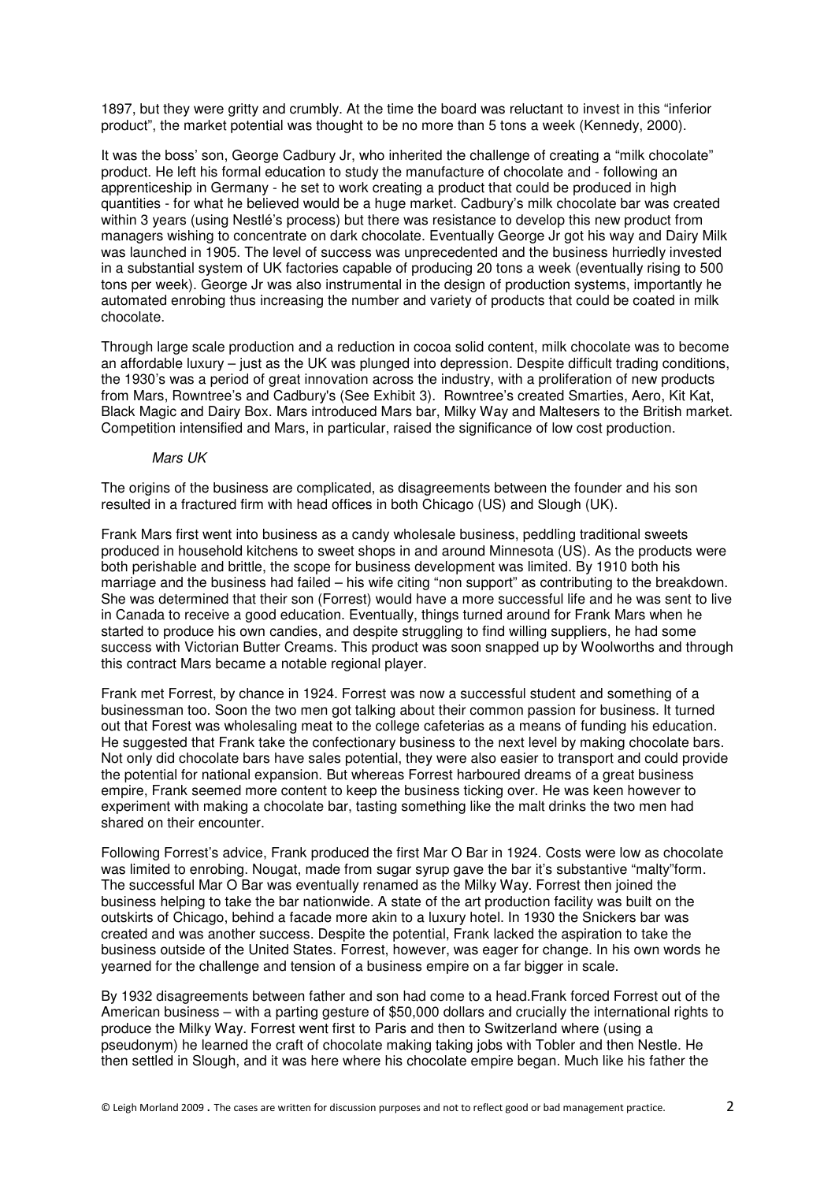1897, but they were gritty and crumbly. At the time the board was reluctant to invest in this "inferior product", the market potential was thought to be no more than 5 tons a week (Kennedy, 2000).

It was the boss' son, George Cadbury Jr, who inherited the challenge of creating a "milk chocolate" product. He left his formal education to study the manufacture of chocolate and - following an apprenticeship in Germany - he set to work creating a product that could be produced in high quantities - for what he believed would be a huge market. Cadbury's milk chocolate bar was created within 3 years (using Nestlé's process) but there was resistance to develop this new product from managers wishing to concentrate on dark chocolate. Eventually George Jr got his way and Dairy Milk was launched in 1905. The level of success was unprecedented and the business hurriedly invested in a substantial system of UK factories capable of producing 20 tons a week (eventually rising to 500 tons per week). George Jr was also instrumental in the design of production systems, importantly he automated enrobing thus increasing the number and variety of products that could be coated in milk chocolate.

Through large scale production and a reduction in cocoa solid content, milk chocolate was to become an affordable luxury – just as the UK was plunged into depression. Despite difficult trading conditions, the 1930's was a period of great innovation across the industry, with a proliferation of new products from Mars, Rowntree's and Cadbury's (See Exhibit 3). Rowntree's created Smarties, Aero, Kit Kat, Black Magic and Dairy Box. Mars introduced Mars bar, Milky Way and Maltesers to the British market. Competition intensified and Mars, in particular, raised the significance of low cost production.

*Mars UK*

The origins of the business are complicated, as disagreements between the founder and his son resulted in a fractured firm with head offices in both Chicago (US) and Slough (UK).

Frank Mars first went into business as a candy wholesale business, peddling traditional sweets produced in household kitchens to sweet shops in and around Minnesota (US). As the products were both perishable and brittle, the scope for business development was limited. By 1910 both his marriage and the business had failed – his wife citing "non support" as contributing to the breakdown. She was determined that their son (Forrest) would have a more successful life and he was sent to live in Canada to receive a good education. Eventually, things turned around for Frank Mars when he started to produce his own candies, and despite struggling to find willing suppliers, he had some success with Victorian Butter Creams. This product was soon snapped up by Woolworths and through this contract Mars became a notable regional player.

Frank met Forrest, by chance in 1924. Forrest was now a successful student and something of a businessman too. Soon the two men got talking about their common passion for business. It turned out that Forest was wholesaling meat to the college cafeterias as a means of funding his education. He suggested that Frank take the confectionary business to the next level by making chocolate bars. Not only did chocolate bars have sales potential, they were also easier to transport and could provide the potential for national expansion. But whereas Forrest harboured dreams of a great business empire, Frank seemed more content to keep the business ticking over. He was keen however to experiment with making a chocolate bar, tasting something like the malt drinks the two men had shared on their encounter.

Following Forrest's advice, Frank produced the first Mar O Bar in 1924. Costs were low as chocolate was limited to enrobing. Nougat, made from sugar syrup gave the bar it's substantive "malty"form. The successful Mar O Bar was eventually renamed as the Milky Way. Forrest then joined the business helping to take the bar nationwide. A state of the art production facility was built on the outskirts of Chicago, behind a facade more akin to a luxury hotel. In 1930 the Snickers bar was created and was another success. Despite the potential, Frank lacked the aspiration to take the business outside of the United States. Forrest, however, was eager for change. In his own words he yearned for the challenge and tension of a business empire on a far bigger in scale.

By 1932 disagreements between father and son had come to a head.Frank forced Forrest out of the American business – with a parting gesture of $50,000 dollars and crucially the international rights to produce the Milky Way. Forrest went first to Paris and then to Switzerland where (using a pseudonym) he learned the craft of chocolate making taking jobs with Tobler and then Nestle. He then settled in Slough, and it was here where his chocolate empire began. Much like his father the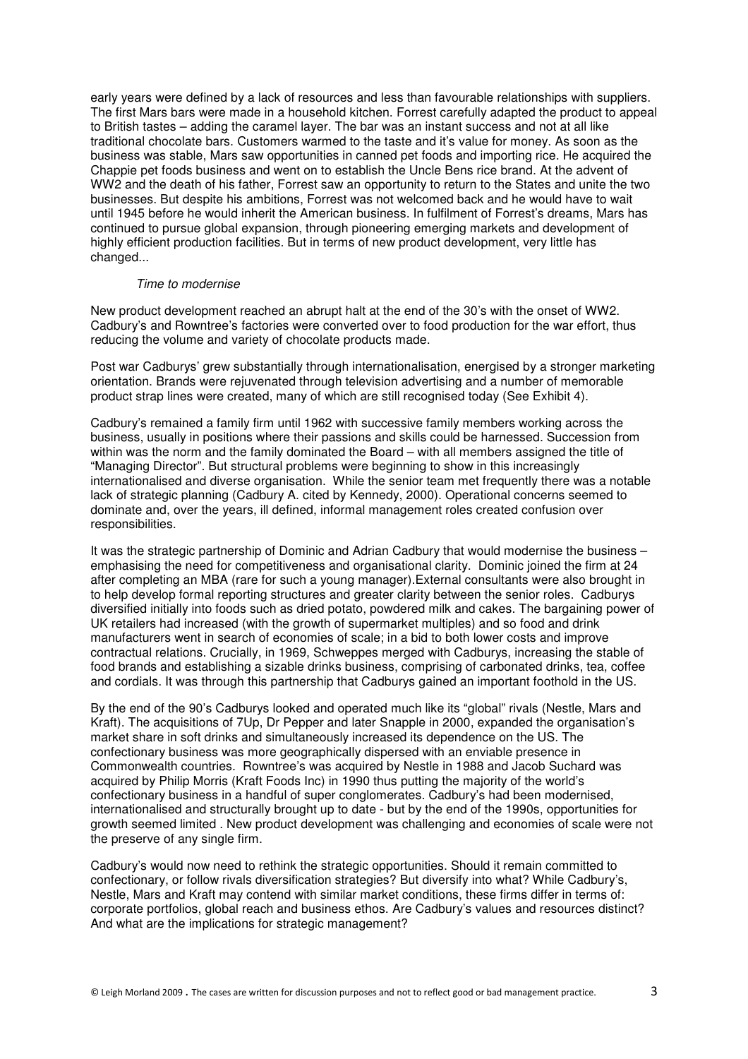early years were defined by a lack of resources and less than favourable relationships with suppliers. The first Mars bars were made in a household kitchen. Forrest carefully adapted the product to appeal to British tastes – adding the caramel layer. The bar was an instant success and not at all like traditional chocolate bars. Customers warmed to the taste and it's value for money. As soon as the business was stable, Mars saw opportunities in canned pet foods and importing rice. He acquired the Chappie pet foods business and went on to establish the Uncle Bens rice brand. At the advent of WW2 and the death of his father, Forrest saw an opportunity to return to the States and unite the two businesses. But despite his ambitions, Forrest was not welcomed back and he would have to wait until 1945 before he would inherit the American business. In fulfilment of Forrest's dreams, Mars has continued to pursue global expansion, through pioneering emerging markets and development of highly efficient production facilities. But in terms of new product development, very little has changed...

*Time to modernise*

New product development reached an abrupt halt at the end of the 30's with the onset of WW2. Cadbury's and Rowntree's factories were converted over to food production for the war effort, thus reducing the volume and variety of chocolate products made.

Post war Cadburys' grew substantially through internationalisation, energised by a stronger marketing orientation. Brands were rejuvenated through television advertising and a number of memorable product strap lines were created, many of which are still recognised today (See Exhibit 4).

Cadbury's remained a family firm until 1962 with successive family members working across the business, usually in positions where their passions and skills could be harnessed. Succession from within was the norm and the family dominated the Board – with all members assigned the title of "Managing Director". But structural problems were beginning to show in this increasingly internationalised and diverse organisation. While the senior team met frequently there was a notable lack of strategic planning (Cadbury A. cited by Kennedy, 2000). Operational concerns seemed to dominate and, over the years, ill defined, informal management roles created confusion over responsibilities.

It was the strategic partnership of Dominic and Adrian Cadbury that would modernise the business – emphasising the need for competitiveness and organisational clarity. Dominic joined the firm at 24 after completing an MBA (rare for such a young manager).External consultants were also brought in to help develop formal reporting structures and greater clarity between the senior roles. Cadburys diversified initially into foods such as dried potato, powdered milk and cakes. The bargaining power of UK retailers had increased (with the growth of supermarket multiples) and so food and drink manufacturers went in search of economies of scale; in a bid to both lower costs and improve contractual relations. Crucially, in 1969, Schweppes merged with Cadburys, increasing the stable of food brands and establishing a sizable drinks business, comprising of carbonated drinks, tea, coffee and cordials. It was through this partnership that Cadburys gained an important foothold in the US.

By the end of the 90's Cadburys looked and operated much like its "global" rivals (Nestle, Mars and Kraft). The acquisitions of 7Up, Dr Pepper and later Snapple in 2000, expanded the organisation's market share in soft drinks and simultaneously increased its dependence on the US. The confectionary business was more geographically dispersed with an enviable presence in Commonwealth countries. Rowntree's was acquired by Nestle in 1988 and Jacob Suchard was acquired by Philip Morris (Kraft Foods Inc) in 1990 thus putting the majority of the world's confectionary business in a handful of super conglomerates. Cadbury's had been modernised, internationalised and structurally brought up to date - but by the end of the 1990s, opportunities for growth seemed limited . New product development was challenging and economies of scale were not the preserve of any single firm.

Cadbury's would now need to rethink the strategic opportunities. Should it remain committed to confectionary, or follow rivals diversification strategies? But diversify into what? While Cadbury's, Nestle, Mars and Kraft may contend with similar market conditions, these firms differ in terms of: corporate portfolios, global reach and business ethos. Are Cadbury's values and resources distinct? And what are the implications for strategic management?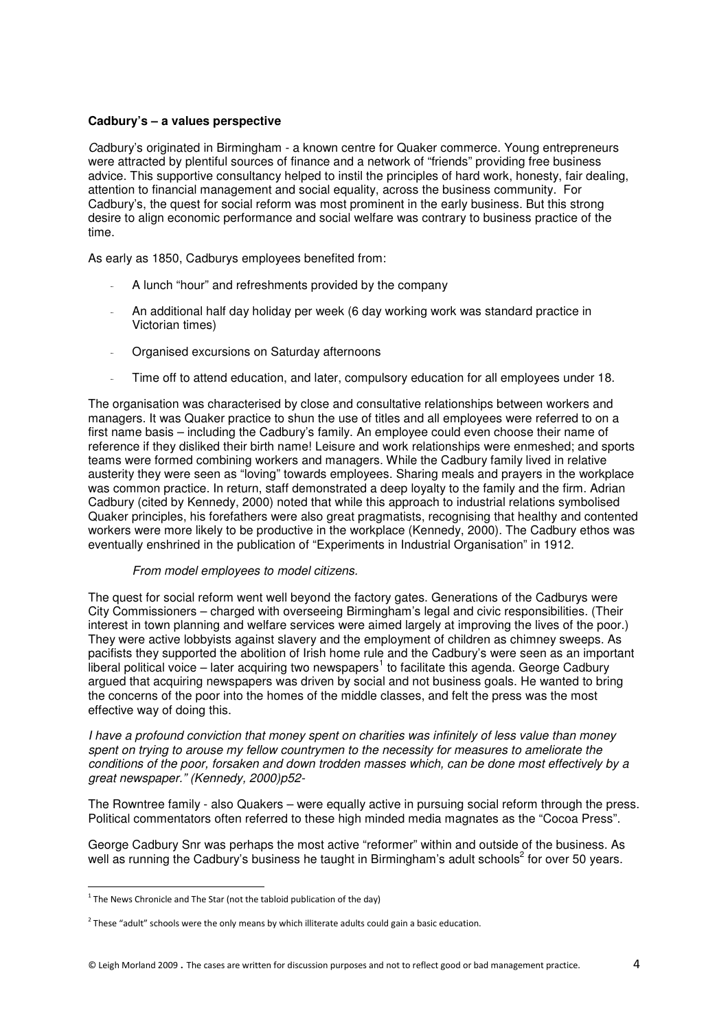**Cadbury's – a values perspective**

*C*adbury's originated in Birmingham - a known centre for Quaker commerce. Young entrepreneurs were attracted by plentiful sources of finance and a network of "friends" providing free business advice. This supportive consultancy helped to instil the principles of hard work, honesty, fair dealing, attention to financial management and social equality, across the business community. For Cadbury's, the quest for social reform was most prominent in the early business. But this strong desire to align economic performance and social welfare was contrary to business practice of the time.

As early as 1850, Cadburys employees benefited from:

- A lunch "hour" and refreshments provided by the company
- An additional half day holiday per week (6 day working work was standard practice in Victorian times)
- Organised excursions on Saturday afternoons
- Time off to attend education, and later, compulsory education for all employees under 18.

The organisation was characterised by close and consultative relationships between workers and managers. It was Quaker practice to shun the use of titles and all employees were referred to on a first name basis – including the Cadbury's family. An employee could even choose their name of reference if they disliked their birth name! Leisure and work relationships were enmeshed; and sports teams were formed combining workers and managers. While the Cadbury family lived in relative austerity they were seen as "loving" towards employees. Sharing meals and prayers in the workplace was common practice. In return, staff demonstrated a deep loyalty to the family and the firm. Adrian Cadbury (cited by Kennedy, 2000) noted that while this approach to industrial relations symbolised Quaker principles, his forefathers were also great pragmatists, recognising that healthy and contented workers were more likely to be productive in the workplace (Kennedy, 2000). The Cadbury ethos was eventually enshrined in the publication of "Experiments in Industrial Organisation" in 1912.

*From model employees to model citizens.*

The quest for social reform went well beyond the factory gates. Generations of the Cadburys were City Commissioners – charged with overseeing Birmingham's legal and civic responsibilities. (Their interest in town planning and welfare services were aimed largely at improving the lives of the poor.) They were active lobbyists against slavery and the employment of children as chimney sweeps. As pacifists they supported the abolition of Irish home rule and the Cadbury's were seen as an important liberal political voice – later acquiring two newspapers[1] to facilitate this agenda. George Cadbury argued that acquiring newspapers was driven by social and not business goals. He wanted to bring the concerns of the poor into the homes of the middle classes, and felt the press was the most effective way of doing this.

*I have a profound conviction that money spent on charities was infinitely of less value than money spent on trying to arouse my fellow countrymen to the necessity for measures to ameliorate the conditions of the poor, forsaken and down trodden masses which, can be done most effectively by a great newspaper." (Kennedy, 2000)p52-*

The Rowntree family - also Quakers – were equally active in pursuing social reform through the press. Political commentators often referred to these high minded media magnates as the "Cocoa Press".

George Cadbury Snr was perhaps the most active "reformer" within and outside of the business. As well as running the Cadbury's business he taught in Birmingham's adult schools[2] for over 50 years.

---

[1] The News Chronicle and The Star (not the tabloid publication of the day)

[2] These "adult" schools were the only means by which illiterate adults could gain a basic education.

© Leigh Morland 2009. The cases are written for discussion purposes and not to reflect good or bad management practice.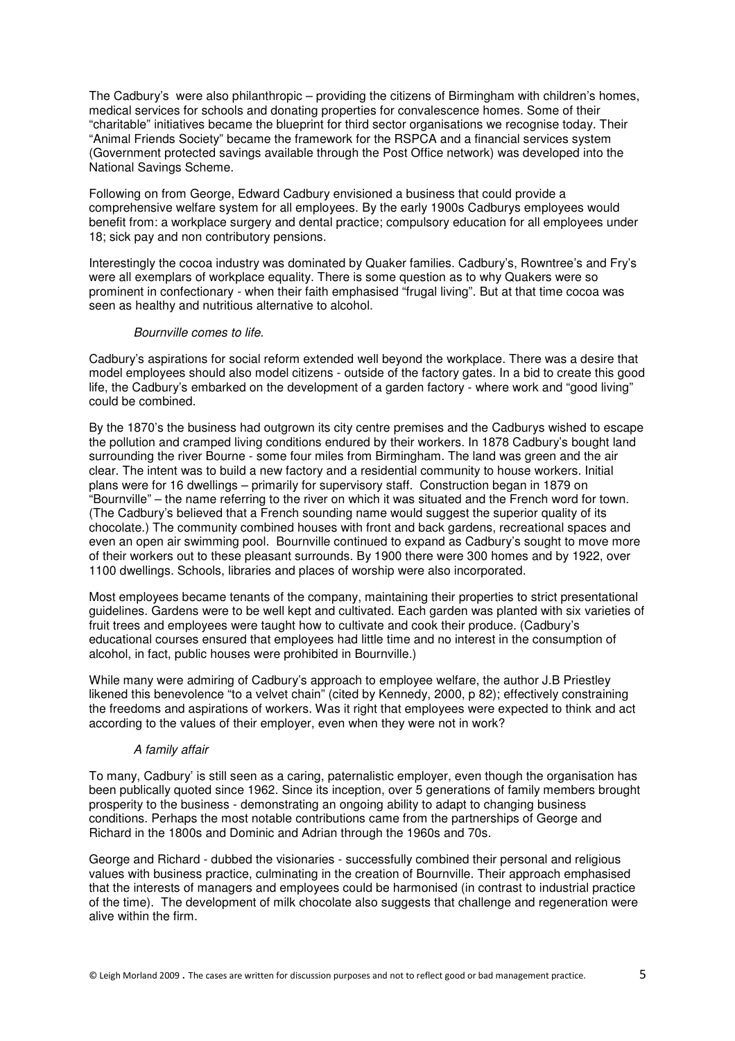The Cadbury's were also philanthropic – providing the citizens of Birmingham with children's homes, medical services for schools and donating properties for convalescence homes. Some of their "charitable" initiatives became the blueprint for third sector organisations we recognise today. Their "Animal Friends Society" became the framework for the RSPCA and a financial services system (Government protected savings available through the Post Office network) was developed into the National Savings Scheme.

Following on from George, Edward Cadbury envisioned a business that could provide a comprehensive welfare system for all employees. By the early 1900s Cadburys employees would benefit from: a workplace surgery and dental practice; compulsory education for all employees under 18; sick pay and non contributory pensions.

Interestingly the cocoa industry was dominated by Quaker families. Cadbury's, Rowntree's and Fry's were all exemplars of workplace equality. There is some question as to why Quakers were so prominent in confectionary - when their faith emphasised "frugal living". But at that time cocoa was seen as healthy and nutritious alternative to alcohol.

*Bournville comes to life.*

Cadbury's aspirations for social reform extended well beyond the workplace. There was a desire that model employees should also model citizens - outside of the factory gates. In a bid to create this good life, the Cadbury's embarked on the development of a garden factory - where work and "good living" could be combined.

By the 1870's the business had outgrown its city centre premises and the Cadburys wished to escape the pollution and cramped living conditions endured by their workers. In 1878 Cadbury's bought land surrounding the river Bourne - some four miles from Birmingham. The land was green and the air clear. The intent was to build a new factory and a residential community to house workers. Initial plans were for 16 dwellings – primarily for supervisory staff. Construction began in 1879 on "Bournville" – the name referring to the river on which it was situated and the French word for town. (The Cadbury's believed that a French sounding name would suggest the superior quality of its chocolate.) The community combined houses with front and back gardens, recreational spaces and even an open air swimming pool. Bournville continued to expand as Cadbury's sought to move more of their workers out to these pleasant surrounds. By 1900 there were 300 homes and by 1922, over 1100 dwellings. Schools, libraries and places of worship were also incorporated.

Most employees became tenants of the company, maintaining their properties to strict presentational guidelines. Gardens were to be well kept and cultivated. Each garden was planted with six varieties of fruit trees and employees were taught how to cultivate and cook their produce. (Cadbury's educational courses ensured that employees had little time and no interest in the consumption of alcohol, in fact, public houses were prohibited in Bournville.)

While many were admiring of Cadbury's approach to employee welfare, the author J.B Priestley likened this benevolence "to a velvet chain" (cited by Kennedy, 2000, p 82); effectively constraining the freedoms and aspirations of workers. Was it right that employees were expected to think and act according to the values of their employer, even when they were not in work?

*A family affair*

To many, Cadbury' is still seen as a caring, paternalistic employer, even though the organisation has been publically quoted since 1962. Since its inception, over 5 generations of family members brought prosperity to the business - demonstrating an ongoing ability to adapt to changing business conditions. Perhaps the most notable contributions came from the partnerships of George and Richard in the 1800s and Dominic and Adrian through the 1960s and 70s.

George and Richard - dubbed the visionaries - successfully combined their personal and religious values with business practice, culminating in the creation of Bournville. Their approach emphasised that the interests of managers and employees could be harmonised (in contrast to industrial practice of the time). The development of milk chocolate also suggests that challenge and regeneration were alive within the firm.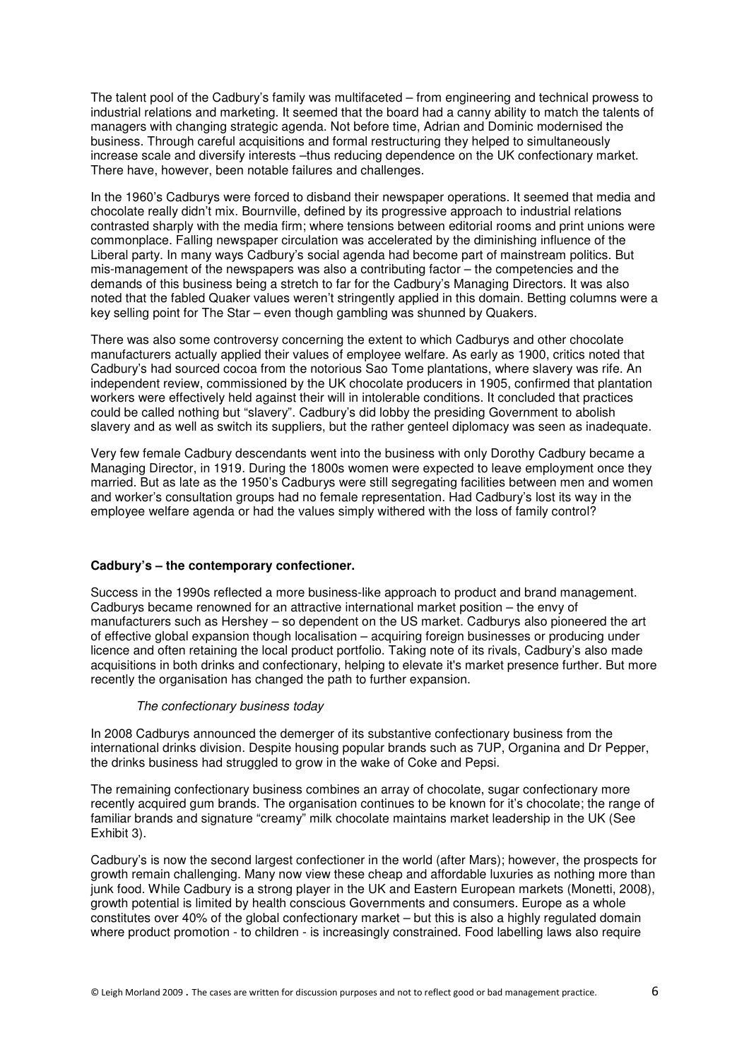The talent pool of the Cadbury's family was multifaceted – from engineering and technical prowess to industrial relations and marketing. It seemed that the board had a canny ability to match the talents of managers with changing strategic agenda. Not before time, Adrian and Dominic modernised the business. Through careful acquisitions and formal restructuring they helped to simultaneously increase scale and diversify interests –thus reducing dependence on the UK confectionary market. There have, however, been notable failures and challenges.

In the 1960's Cadburys were forced to disband their newspaper operations. It seemed that media and chocolate really didn't mix. Bournville, defined by its progressive approach to industrial relations contrasted sharply with the media firm; where tensions between editorial rooms and print unions were commonplace. Falling newspaper circulation was accelerated by the diminishing influence of the Liberal party. In many ways Cadbury's social agenda had become part of mainstream politics. But mis-management of the newspapers was also a contributing factor – the competencies and the demands of this business being a stretch to far for the Cadbury's Managing Directors. It was also noted that the fabled Quaker values weren't stringently applied in this domain. Betting columns were a key selling point for The Star – even though gambling was shunned by Quakers.

There was also some controversy concerning the extent to which Cadburys and other chocolate manufacturers actually applied their values of employee welfare. As early as 1900, critics noted that Cadbury's had sourced cocoa from the notorious Sao Tome plantations, where slavery was rife. An independent review, commissioned by the UK chocolate producers in 1905, confirmed that plantation workers were effectively held against their will in intolerable conditions. It concluded that practices could be called nothing but "slavery". Cadbury's did lobby the presiding Government to abolish slavery and as well as switch its suppliers, but the rather genteel diplomacy was seen as inadequate.

Very few female Cadbury descendants went into the business with only Dorothy Cadbury became a Managing Director, in 1919. During the 1800s women were expected to leave employment once they married. But as late as the 1950's Cadburys were still segregating facilities between men and women and worker's consultation groups had no female representation. Had Cadbury's lost its way in the employee welfare agenda or had the values simply withered with the loss of family control?

**Cadbury's – the contemporary confectioner.**

Success in the 1990s reflected a more business-like approach to product and brand management. Cadburys became renowned for an attractive international market position – the envy of manufacturers such as Hershey – so dependent on the US market. Cadburys also pioneered the art of effective global expansion though localisation – acquiring foreign businesses or producing under licence and often retaining the local product portfolio. Taking note of its rivals, Cadbury's also made acquisitions in both drinks and confectionary, helping to elevate it's market presence further. But more recently the organisation has changed the path to further expansion.

*The confectionary business today*

In 2008 Cadburys announced the demerger of its substantive confectionary business from the international drinks division. Despite housing popular brands such as 7UP, Organina and Dr Pepper, the drinks business had struggled to grow in the wake of Coke and Pepsi.

The remaining confectionary business combines an array of chocolate, sugar confectionary more recently acquired gum brands. The organisation continues to be known for it's chocolate; the range of familiar brands and signature "creamy" milk chocolate maintains market leadership in the UK (See Exhibit 3).

Cadbury's is now the second largest confectioner in the world (after Mars); however, the prospects for growth remain challenging. Many now view these cheap and affordable luxuries as nothing more than junk food. While Cadbury is a strong player in the UK and Eastern European markets (Monetti, 2008), growth potential is limited by health conscious Governments and consumers. Europe as a whole constitutes over 40% of the global confectionary market – but this is also a highly regulated domain where product promotion - to children - is increasingly constrained. Food labelling laws also require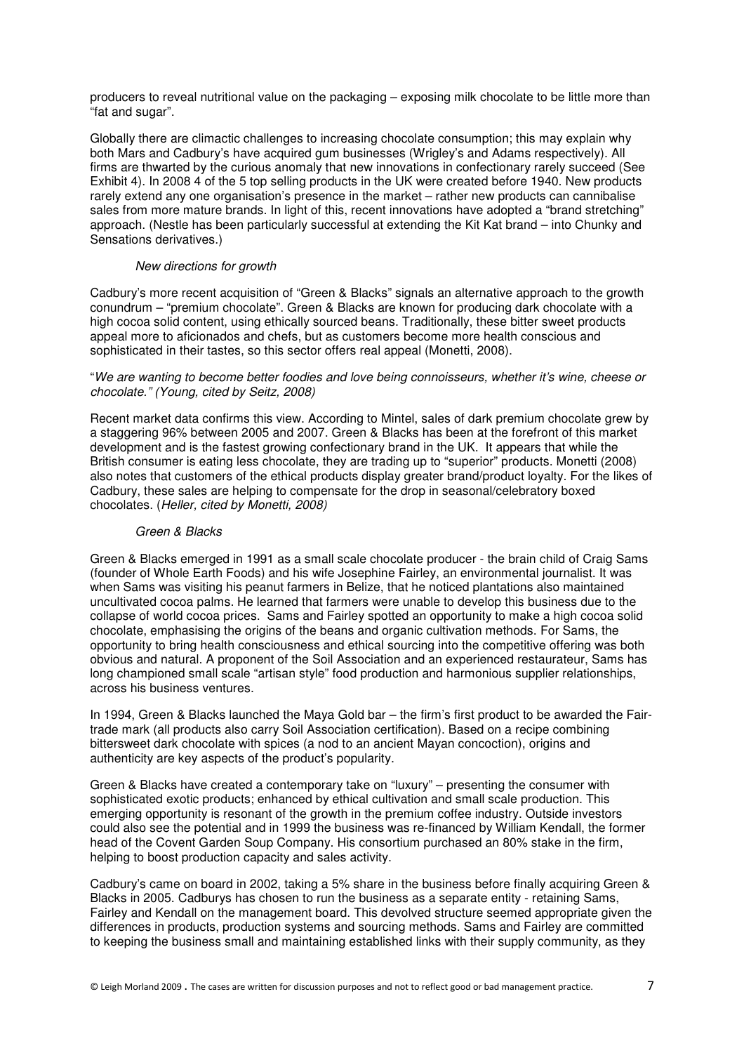producers to reveal nutritional value on the packaging – exposing milk chocolate to be little more than "fat and sugar".

Globally there are climactic challenges to increasing chocolate consumption; this may explain why both Mars and Cadbury's have acquired gum businesses (Wrigley's and Adams respectively). All firms are thwarted by the curious anomaly that new innovations in confectionary rarely succeed (See Exhibit 4). In 2008 4 of the 5 top selling products in the UK were created before 1940. New products rarely extend any one organisation's presence in the market – rather new products can cannibalise sales from more mature brands. In light of this, recent innovations have adopted a "brand stretching" approach. (Nestle has been particularly successful at extending the Kit Kat brand – into Chunky and Sensations derivatives.)

### *New directions for growth*

Cadbury's more recent acquisition of "Green & Blacks" signals an alternative approach to the growth conundrum – "premium chocolate". Green & Blacks are known for producing dark chocolate with a high cocoa solid content, using ethically sourced beans. Traditionally, these bitter sweet products appeal more to aficionados and chefs, but as customers become more health conscious and sophisticated in their tastes, so this sector offers real appeal (Monetti, 2008).

"*We are wanting to become better foodies and love being connoisseurs, whether it's wine, cheese or chocolate." (Young, cited by Seitz, 2008)*

Recent market data confirms this view. According to Mintel, sales of dark premium chocolate grew by a staggering 96% between 2005 and 2007. Green & Blacks has been at the forefront of this market development and is the fastest growing confectionary brand in the UK. It appears that while the British consumer is eating less chocolate, they are trading up to "superior" products. Monetti (2008) also notes that customers of the ethical products display greater brand/product loyalty. For the likes of Cadbury, these sales are helping to compensate for the drop in seasonal/celebratory boxed chocolates. (*Heller, cited by Monetti, 2008)*

### *Green & Blacks*

Green & Blacks emerged in 1991 as a small scale chocolate producer - the brain child of Craig Sams (founder of Whole Earth Foods) and his wife Josephine Fairley, an environmental journalist. It was when Sams was visiting his peanut farmers in Belize, that he noticed plantations also maintained uncultivated cocoa palms. He learned that farmers were unable to develop this business due to the collapse of world cocoa prices. Sams and Fairley spotted an opportunity to make a high cocoa solid chocolate, emphasising the origins of the beans and organic cultivation methods. For Sams, the opportunity to bring health consciousness and ethical sourcing into the competitive offering was both obvious and natural. A proponent of the Soil Association and an experienced restaurateur, Sams has long championed small scale "artisan style" food production and harmonious supplier relationships, across his business ventures.

In 1994, Green & Blacks launched the Maya Gold bar – the firm's first product to be awarded the Fair-trade mark (all products also carry Soil Association certification). Based on a recipe combining bittersweet dark chocolate with spices (a nod to an ancient Mayan concoction), origins and authenticity are key aspects of the product's popularity.

Green & Blacks have created a contemporary take on "luxury" – presenting the consumer with sophisticated exotic products; enhanced by ethical cultivation and small scale production. This emerging opportunity is resonant of the growth in the premium coffee industry. Outside investors could also see the potential and in 1999 the business was re-financed by William Kendall, the former head of the Covent Garden Soup Company. His consortium purchased an 80% stake in the firm, helping to boost production capacity and sales activity.

Cadbury's came on board in 2002, taking a 5% share in the business before finally acquiring Green & Blacks in 2005. Cadburys has chosen to run the business as a separate entity - retaining Sams, Fairley and Kendall on the management board. This devolved structure seemed appropriate given the differences in products, production systems and sourcing methods. Sams and Fairley are committed to keeping the business small and maintaining established links with their supply community, as they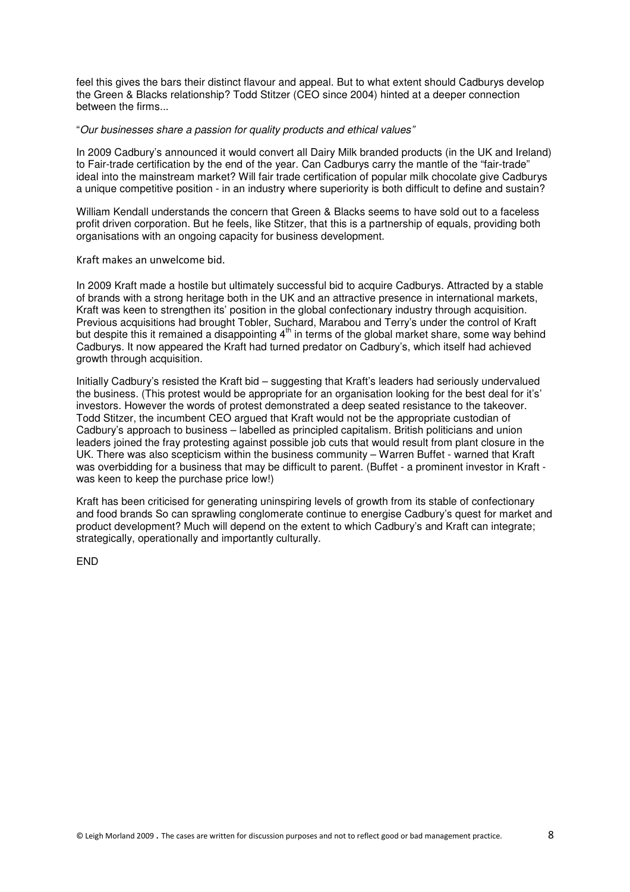feel this gives the bars their distinct flavour and appeal. But to what extent should Cadburys develop the Green & Blacks relationship? Todd Stitzer (CEO since 2004) hinted at a deeper connection between the firms...

"*Our businesses share a passion for quality products and ethical values*"

In 2009 Cadbury's announced it would convert all Dairy Milk branded products (in the UK and Ireland) to Fair-trade certification by the end of the year. Can Cadburys carry the mantle of the "fair-trade" ideal into the mainstream market? Will fair trade certification of popular milk chocolate give Cadburys a unique competitive position - in an industry where superiority is both difficult to define and sustain?

William Kendall understands the concern that Green & Blacks seems to have sold out to a faceless profit driven corporation. But he feels, like Stitzer, that this is a partnership of equals, providing both organisations with an ongoing capacity for business development.

## Kraft makes an unwelcome bid.

In 2009 Kraft made a hostile but ultimately successful bid to acquire Cadburys. Attracted by a stable of brands with a strong heritage both in the UK and an attractive presence in international markets, Kraft was keen to strengthen its' position in the global confectionary industry through acquisition. Previous acquisitions had brought Tobler, Suchard, Marabou and Terry's under the control of Kraft but despite this it remained a disappointing 4th in terms of the global market share, some way behind Cadburys. It now appeared the Kraft had turned predator on Cadbury's, which itself had achieved growth through acquisition.

Initially Cadbury's resisted the Kraft bid – suggesting that Kraft's leaders had seriously undervalued the business. (This protest would be appropriate for an organisation looking for the best deal for it's' investors. However the words of protest demonstrated a deep seated resistance to the takeover. Todd Stitzer, the incumbent CEO argued that Kraft would not be the appropriate custodian of Cadbury's approach to business – labelled as principled capitalism. British politicians and union leaders joined the fray protesting against possible job cuts that would result from plant closure in the UK. There was also scepticism within the business community – Warren Buffet - warned that Kraft was overbidding for a business that may be difficult to parent. (Buffet - a prominent investor in Kraft - was keen to keep the purchase price low!)

Kraft has been criticised for generating uninspiring levels of growth from its stable of confectionary and food brands So can sprawling conglomerate continue to energise Cadbury's quest for market and product development? Much will depend on the extent to which Cadbury's and Kraft can integrate; strategically, operationally and importantly culturally.

END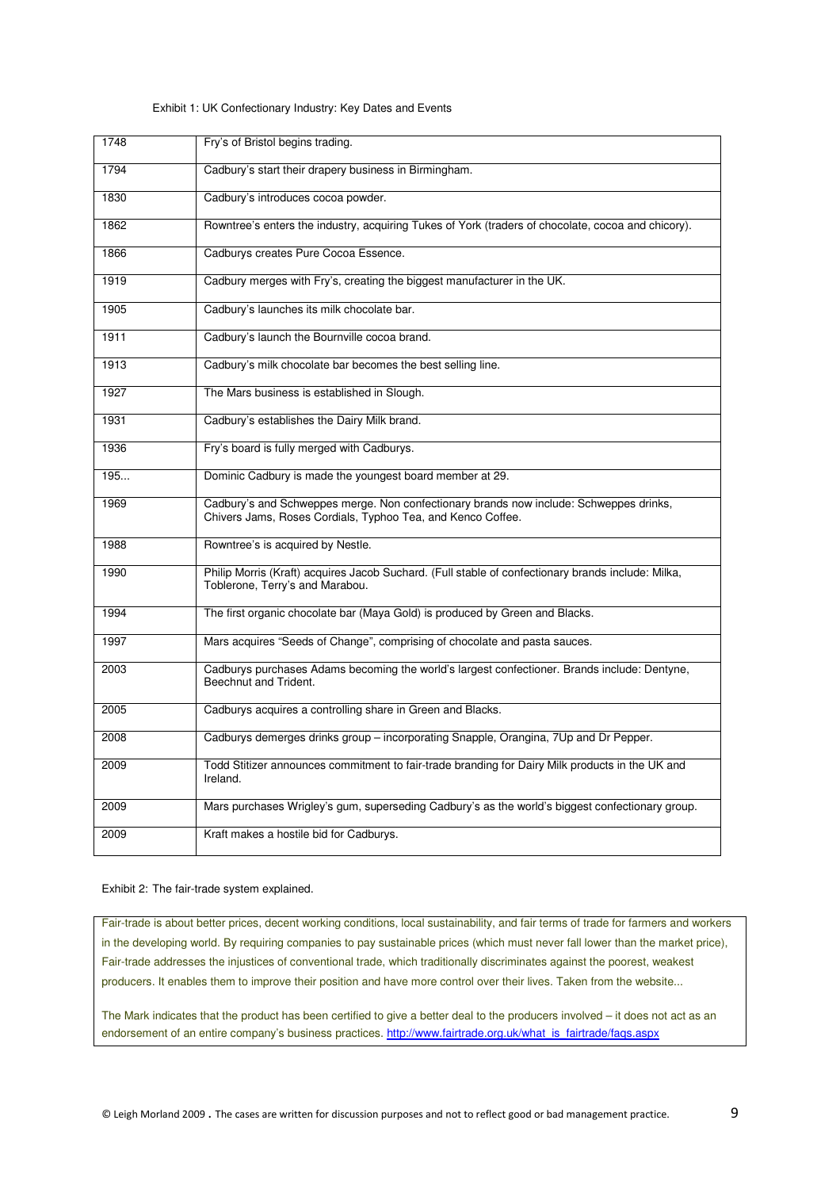Exhibit 1: UK Confectionary Industry: Key Dates and Events

| | |
|---|---|
| 1748 | Fry's of Bristol begins trading. |
| 1794 | Cadbury's start their drapery business in Birmingham. |
| 1830 | Cadbury's introduces cocoa powder. |
| 1862 | Rowntree's enters the industry, acquiring Tukes of York (traders of chocolate, cocoa and chicory). |
| 1866 | Cadburys creates Pure Cocoa Essence. |
| 1919 | Cadbury merges with Fry's, creating the biggest manufacturer in the UK. |
| 1905 | Cadbury's launches its milk chocolate bar. |
| 1911 | Cadbury's launch the Bournville cocoa brand. |
| 1913 | Cadbury's milk chocolate bar becomes the best selling line. |
| 1927 | The Mars business is established in Slough. |
| 1931 | Cadbury's establishes the Dairy Milk brand. |
| 1936 | Fry's board is fully merged with Cadburys. |
| 195... | Dominic Cadbury is made the youngest board member at 29. |
| 1969 | Cadbury's and Schweppes merge. Non confectionary brands now include: Schweppes drinks, Chivers Jams, Roses Cordials, Typhoo Tea, and Kenco Coffee. |
| 1988 | Rowntree's is acquired by Nestle. |
| 1990 | Philip Morris (Kraft) acquires Jacob Suchard. (Full stable of confectionary brands include: Milka, Toblerone, Terry's and Marabou. |
| 1994 | The first organic chocolate bar (Maya Gold) is produced by Green and Blacks. |
| 1997 | Mars acquires "Seeds of Change", comprising of chocolate and pasta sauces. |
| 2003 | Cadburys purchases Adams becoming the world's largest confectioner. Brands include: Dentyne, Beechnut and Trident. |
| 2005 | Cadburys acquires a controlling share in Green and Blacks. |
| 2008 | Cadburys demerges drinks group – incorporating Snapple, Orangina, 7Up and Dr Pepper. |
| 2009 | Todd Stitizer announces commitment to fair-trade branding for Dairy Milk products in the UK and Ireland. |
| 2009 | Mars purchases Wrigley's gum, superseding Cadbury's as the world's biggest confectionary group. |
| 2009 | Kraft makes a hostile bid for Cadburys. |

Exhibit 2: The fair-trade system explained.

Fair-trade is about better prices, decent working conditions, local sustainability, and fair terms of trade for farmers and workers in the developing world. By requiring companies to pay sustainable prices (which must never fall lower than the market price), Fair-trade addresses the injustices of conventional trade, which traditionally discriminates against the poorest, weakest producers. It enables them to improve their position and have more control over their lives. Taken from the website...

The Mark indicates that the product has been certified to give a better deal to the producers involved – it does not act as an endorsement of an entire company's business practices. http://www.fairtrade.org.uk/what_is_fairtrade/faqs.aspx

© Leigh Morland 2009 . The cases are written for discussion purposes and not to reflect good or bad management practice.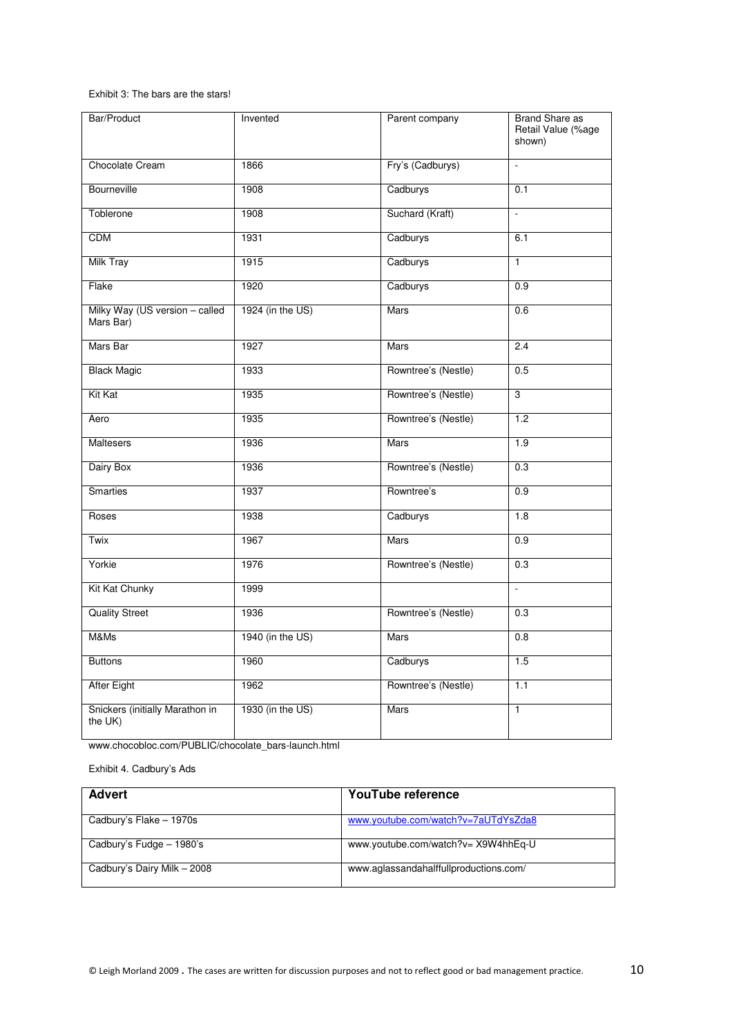Exhibit 3: The bars are the stars!

| Bar/Product | Invented | Parent company | Brand Share as Retail Value (%age shown) |
|---|---|---|---|
| Chocolate Cream | 1866 | Fry's (Cadburys) | - |
| Bourneville | 1908 | Cadburys | 0.1 |
| Toblerone | 1908 | Suchard (Kraft) | - |
| CDM | 1931 | Cadburys | 6.1 |
| Milk Tray | 1915 | Cadburys | 1 |
| Flake | 1920 | Cadburys | 0.9 |
| Milky Way (US version – called Mars Bar) | 1924 (in the US) | Mars | 0.6 |
| Mars Bar | 1927 | Mars | 2.4 |
| Black Magic | 1933 | Rowntree's (Nestle) | 0.5 |
| Kit Kat | 1935 | Rowntree's (Nestle) | 3 |
| Aero | 1935 | Rowntree's (Nestle) | 1.2 |
| Maltesers | 1936 | Mars | 1.9 |
| Dairy Box | 1936 | Rowntree's (Nestle) | 0.3 |
| Smarties | 1937 | Rowntree's | 0.9 |
| Roses | 1938 | Cadburys | 1.8 |
| Twix | 1967 | Mars | 0.9 |
| Yorkie | 1976 | Rowntree's (Nestle) | 0.3 |
| Kit Kat Chunky | 1999 | | - |
| Quality Street | 1936 | Rowntree's (Nestle) | 0.3 |
| M&Ms | 1940 (in the US) | Mars | 0.8 |
| Buttons | 1960 | Cadburys | 1.5 |
| After Eight | 1962 | Rowntree's (Nestle) | 1.1 |
| Snickers (initially Marathon in the UK) | 1930 (in the US) | Mars | 1 |

www.chocobloc.com/PUBLIC/chocolate_bars-launch.html

Exhibit 4. Cadbury's Ads

| Advert | YouTube reference |
|---|---|
| Cadbury's Flake – 1970s | www.youtube.com/watch?v=7aUTdYsZda8 |
| Cadbury's Fudge – 1980's | www.youtube.com/watch?v= X9W4hhEq-U |
| Cadbury's Dairy Milk – 2008 | www.aglassandahalffullproductions.com/ |

© Leigh Morland 2009 . The cases are written for discussion purposes and not to reflect good or bad management practice.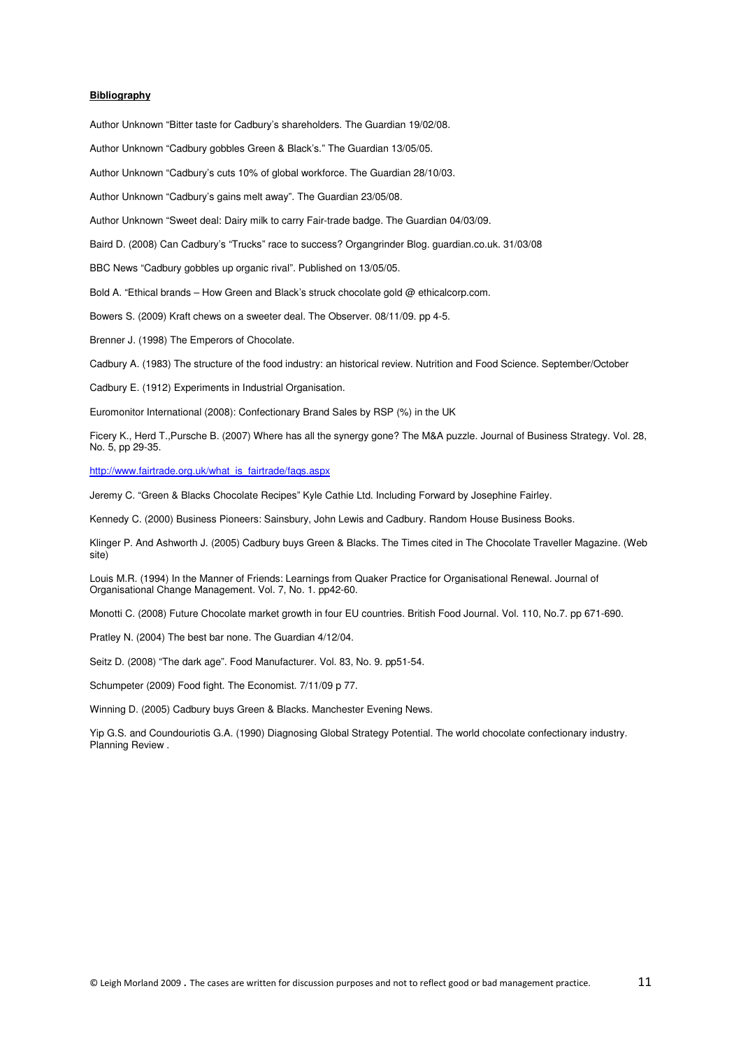**Bibliography**

Author Unknown "Bitter taste for Cadbury's shareholders. The Guardian 19/02/08.

Author Unknown "Cadbury gobbles Green & Black's." The Guardian 13/05/05.

Author Unknown "Cadbury's cuts 10% of global workforce. The Guardian 28/10/03.

Author Unknown "Cadbury's gains melt away". The Guardian 23/05/08.

Author Unknown "Sweet deal: Dairy milk to carry Fair-trade badge. The Guardian 04/03/09.

Baird D. (2008) Can Cadbury's "Trucks" race to success? Organgrinder Blog. guardian.co.uk. 31/03/08

BBC News "Cadbury gobbles up organic rival". Published on 13/05/05.

Bold A. "Ethical brands – How Green and Black's struck chocolate gold @ ethicalcorp.com.

Bowers S. (2009) Kraft chews on a sweeter deal. The Observer. 08/11/09. pp 4-5.

Brenner J. (1998) The Emperors of Chocolate.

Cadbury A. (1983) The structure of the food industry: an historical review. Nutrition and Food Science. September/October

Cadbury E. (1912) Experiments in Industrial Organisation.

Euromonitor International (2008): Confectionary Brand Sales by RSP (%) in the UK

Ficery K., Herd T.,Pursche B. (2007) Where has all the synergy gone? The M&A puzzle. Journal of Business Strategy. Vol. 28, No. 5, pp 29-35.

http://www.fairtrade.org.uk/what_is_fairtrade/faqs.aspx

Jeremy C. "Green & Blacks Chocolate Recipes" Kyle Cathie Ltd. Including Forward by Josephine Fairley.

Kennedy C. (2000) Business Pioneers: Sainsbury, John Lewis and Cadbury. Random House Business Books.

Klinger P. And Ashworth J. (2005) Cadbury buys Green & Blacks. The Times cited in The Chocolate Traveller Magazine. (Web site)

Louis M.R. (1994) In the Manner of Friends: Learnings from Quaker Practice for Organisational Renewal. Journal of Organisational Change Management. Vol. 7, No. 1. pp42-60.

Monotti C. (2008) Future Chocolate market growth in four EU countries. British Food Journal. Vol. 110, No.7. pp 671-690.

Pratley N. (2004) The best bar none. The Guardian 4/12/04.

Seitz D. (2008) "The dark age". Food Manufacturer. Vol. 83, No. 9. pp51-54.

Schumpeter (2009) Food fight. The Economist. 7/11/09 p 77.

Winning D. (2005) Cadbury buys Green & Blacks. Manchester Evening News.

Yip G.S. and Coundouriotis G.A. (1990) Diagnosing Global Strategy Potential. The world chocolate confectionary industry. Planning Review .

© Leigh Morland 2009 . The cases are written for discussion purposes and not to reflect good or bad management practice.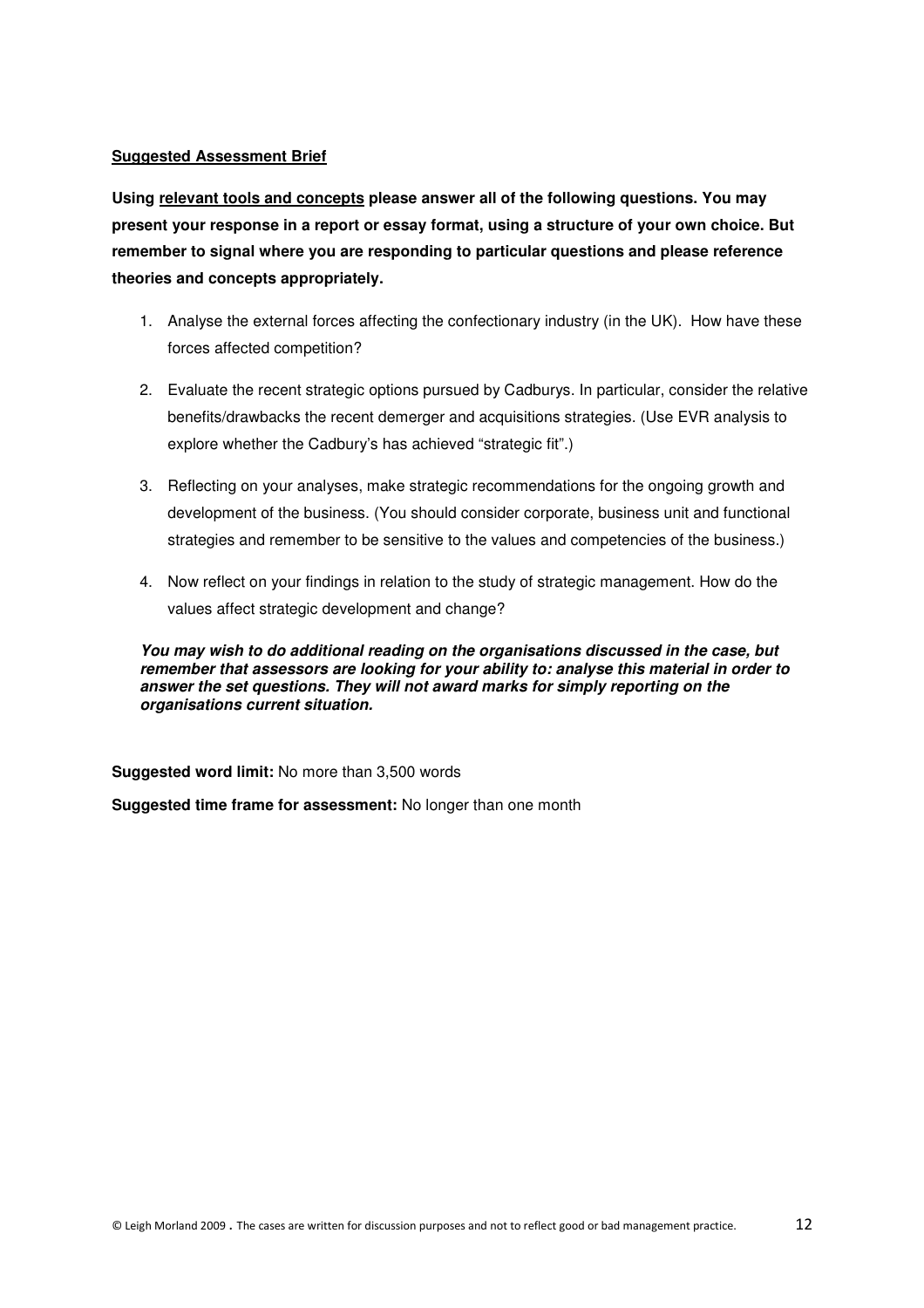**<u>Suggested Assessment Brief</u>**

**Using <u>relevant tools and concepts</u> please answer all of the following questions. You may present your response in a report or essay format, using a structure of your own choice. But remember to signal where you are responding to particular questions and please reference theories and concepts appropriately.**

1. Analyse the external forces affecting the confectionary industry (in the UK). How have these forces affected competition?
2. Evaluate the recent strategic options pursued by Cadburys. In particular, consider the relative benefits/drawbacks the recent demerger and acquisitions strategies. (Use EVR analysis to explore whether the Cadbury's has achieved "strategic fit".)
3. Reflecting on your analyses, make strategic recommendations for the ongoing growth and development of the business. (You should consider corporate, business unit and functional strategies and remember to be sensitive to the values and competencies of the business.)
4. Now reflect on your findings in relation to the study of strategic management. How do the values affect strategic development and change?

***You may wish to do additional reading on the organisations discussed in the case, but remember that assessors are looking for your ability to: analyse this material in order to answer the set questions. They will not award marks for simply reporting on the organisations current situation.***

**Suggested word limit:** No more than 3,500 words

**Suggested time frame for assessment:** No longer than one month

© Leigh Morland 2009 . The cases are written for discussion purposes and not to reflect good or bad management practice.